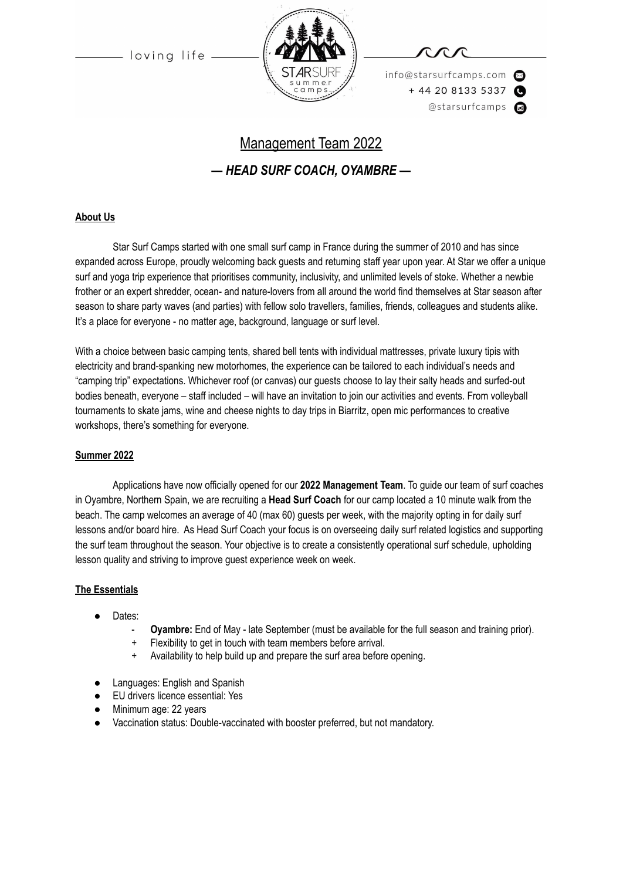loving life

info@starsurfcamps.com
+ 44 20 8133 5337
@starsurfcamps

# Management Team 2022

## *— HEAD SURF COACH, OYAMBRE —*

### About Us

Star Surf Camps started with one small surf camp in France during the summer of 2010 and has since expanded across Europe, proudly welcoming back guests and returning staff year upon year. At Star we offer a unique surf and yoga trip experience that prioritises community, inclusivity, and unlimited levels of stoke. Whether a newbie frother or an expert shredder, ocean- and nature-lovers from all around the world find themselves at Star season after season to share party waves (and parties) with fellow solo travellers, families, friends, colleagues and students alike. It's a place for everyone - no matter age, background, language or surf level.

With a choice between basic camping tents, shared bell tents with individual mattresses, private luxury tipis with electricity and brand-spanking new motorhomes, the experience can be tailored to each individual's needs and "camping trip" expectations. Whichever roof (or canvas) our guests choose to lay their salty heads and surfed-out bodies beneath, everyone – staff included – will have an invitation to join our activities and events. From volleyball tournaments to skate jams, wine and cheese nights to day trips in Biarritz, open mic performances to creative workshops, there's something for everyone.

### Summer 2022

Applications have now officially opened for our **2022 Management Team**. To guide our team of surf coaches in Oyambre, Northern Spain, we are recruiting a **Head Surf Coach** for our camp located a 10 minute walk from the beach. The camp welcomes an average of 40 (max 60) guests per week, with the majority opting in for daily surf lessons and/or board hire. As Head Surf Coach your focus is on overseeing daily surf related logistics and supporting the surf team throughout the season. Your objective is to create a consistently operational surf schedule, upholding lesson quality and striving to improve guest experience week on week.

### The Essentials

- Dates:
  - **Oyambre:** End of May - late September (must be available for the full season and training prior).
  - + Flexibility to get in touch with team members before arrival.
  - + Availability to help build up and prepare the surf area before opening.
- Languages: English and Spanish
- EU drivers licence essential: Yes
- Minimum age: 22 years
- Vaccination status: Double-vaccinated with booster preferred, but not mandatory.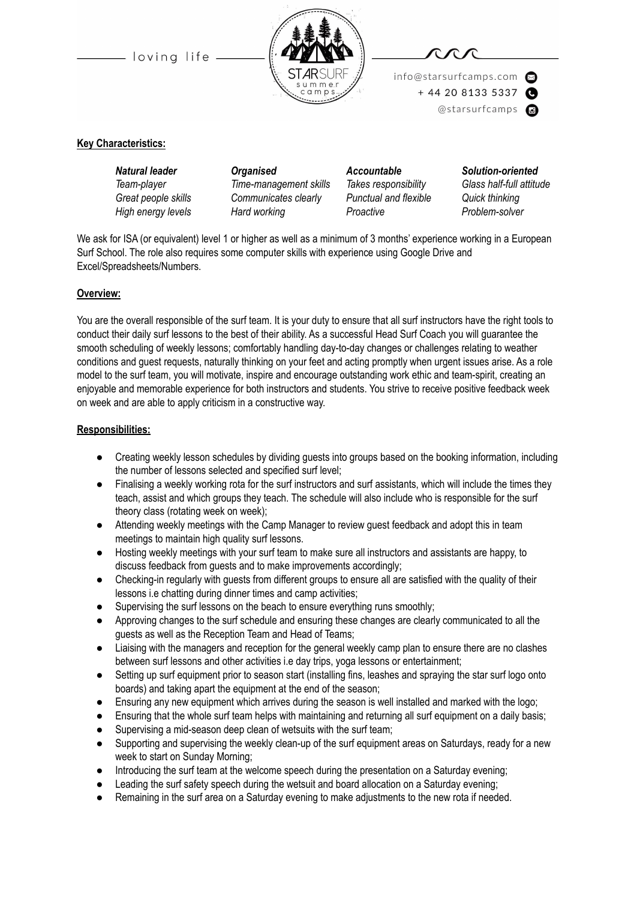**Key Characteristics:**

| ***Natural leader*** | ***Organised*** | ***Accountable*** | ***Solution-oriented*** |
|---|---|---|---|
| *Team-player* | *Time-management skills* | *Takes responsibility* | *Glass half-full attitude* |
| *Great people skills* | *Communicates clearly* | *Punctual and flexible* | *Quick thinking* |
| *High energy levels* | *Hard working* | *Proactive* | *Problem-solver* |

We ask for ISA (or equivalent) level 1 or higher as well as a minimum of 3 months' experience working in a European Surf School. The role also requires some computer skills with experience using Google Drive and Excel/Spreadsheets/Numbers.

**Overview:**

You are the overall responsible of the surf team. It is your duty to ensure that all surf instructors have the right tools to conduct their daily surf lessons to the best of their ability. As a successful Head Surf Coach you will guarantee the smooth scheduling of weekly lessons; comfortably handling day-to-day changes or challenges relating to weather conditions and guest requests, naturally thinking on your feet and acting promptly when urgent issues arise. As a role model to the surf team, you will motivate, inspire and encourage outstanding work ethic and team-spirit, creating an enjoyable and memorable experience for both instructors and students. You strive to receive positive feedback week on week and are able to apply criticism in a constructive way.

**Responsibilities:**

- Creating weekly lesson schedules by dividing guests into groups based on the booking information, including the number of lessons selected and specified surf level;
- Finalising a weekly working rota for the surf instructors and surf assistants, which will include the times they teach, assist and which groups they teach. The schedule will also include who is responsible for the surf theory class (rotating week on week);
- Attending weekly meetings with the Camp Manager to review guest feedback and adopt this in team meetings to maintain high quality surf lessons.
- Hosting weekly meetings with your surf team to make sure all instructors and assistants are happy, to discuss feedback from guests and to make improvements accordingly;
- Checking-in regularly with guests from different groups to ensure all are satisfied with the quality of their lessons i.e chatting during dinner times and camp activities;
- Supervising the surf lessons on the beach to ensure everything runs smoothly;
- Approving changes to the surf schedule and ensuring these changes are clearly communicated to all the guests as well as the Reception Team and Head of Teams;
- Liaising with the managers and reception for the general weekly camp plan to ensure there are no clashes between surf lessons and other activities i.e day trips, yoga lessons or entertainment;
- Setting up surf equipment prior to season start (installing fins, leashes and spraying the star surf logo onto boards) and taking apart the equipment at the end of the season;
- Ensuring any new equipment which arrives during the season is well installed and marked with the logo;
- Ensuring that the whole surf team helps with maintaining and returning all surf equipment on a daily basis;
- Supervising a mid-season deep clean of wetsuits with the surf team;
- Supporting and supervising the weekly clean-up of the surf equipment areas on Saturdays, ready for a new week to start on Sunday Morning;
- Introducing the surf team at the welcome speech during the presentation on a Saturday evening;
- Leading the surf safety speech during the wetsuit and board allocation on a Saturday evening;
- Remaining in the surf area on a Saturday evening to make adjustments to the new rota if needed.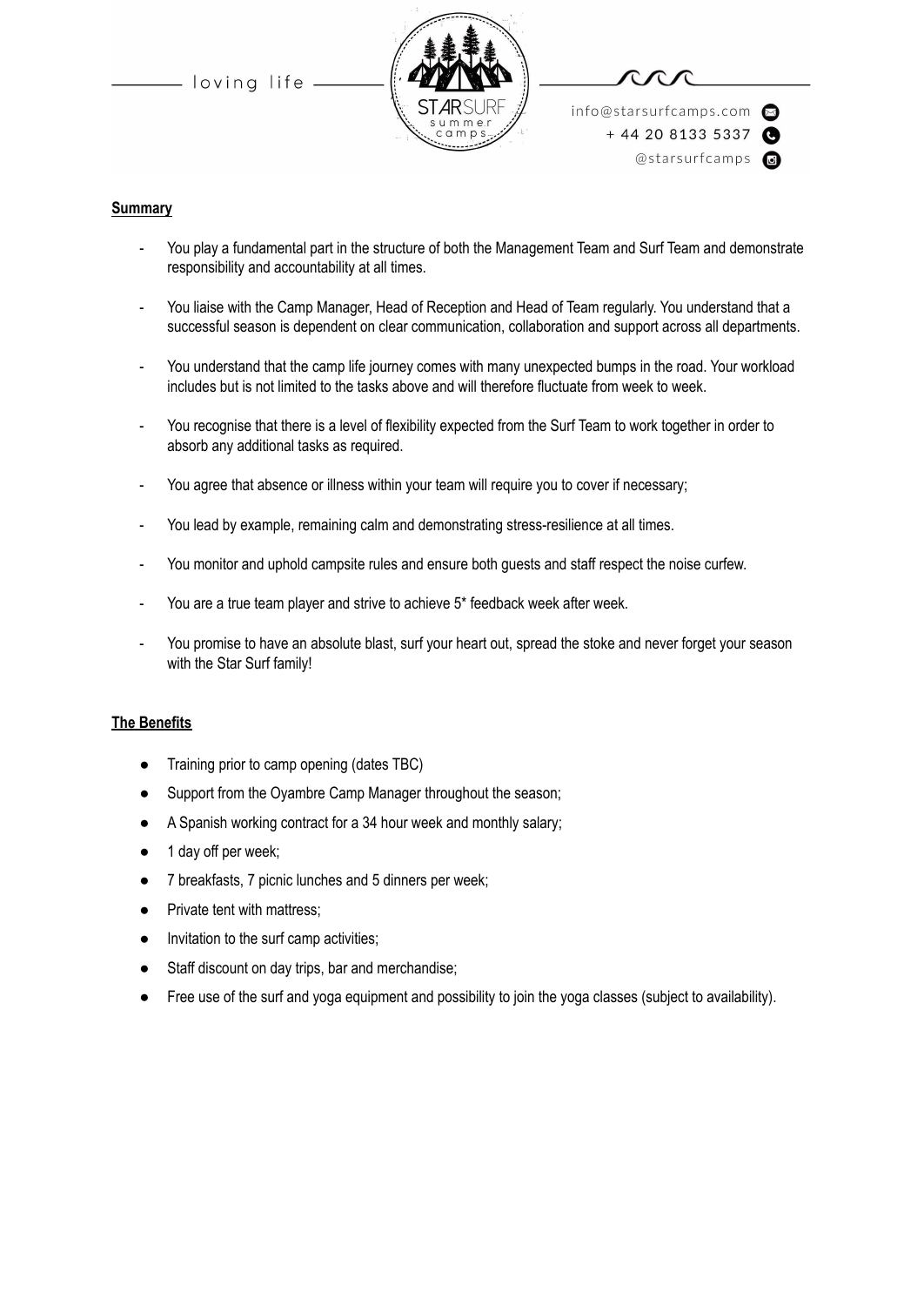**Summary**

- You play a fundamental part in the structure of both the Management Team and Surf Team and demonstrate responsibility and accountability at all times.
- You liaise with the Camp Manager, Head of Reception and Head of Team regularly. You understand that a successful season is dependent on clear communication, collaboration and support across all departments.
- You understand that the camp life journey comes with many unexpected bumps in the road. Your workload includes but is not limited to the tasks above and will therefore fluctuate from week to week.
- You recognise that there is a level of flexibility expected from the Surf Team to work together in order to absorb any additional tasks as required.
- You agree that absence or illness within your team will require you to cover if necessary;
- You lead by example, remaining calm and demonstrating stress-resilience at all times.
- You monitor and uphold campsite rules and ensure both guests and staff respect the noise curfew.
- You are a true team player and strive to achieve 5* feedback week after week.
- You promise to have an absolute blast, surf your heart out, spread the stoke and never forget your season with the Star Surf family!

**The Benefits**

- Training prior to camp opening (dates TBC)
- Support from the Oyambre Camp Manager throughout the season;
- A Spanish working contract for a 34 hour week and monthly salary;
- 1 day off per week;
- 7 breakfasts, 7 picnic lunches and 5 dinners per week;
- Private tent with mattress;
- Invitation to the surf camp activities;
- Staff discount on day trips, bar and merchandise;
- Free use of the surf and yoga equipment and possibility to join the yoga classes (subject to availability).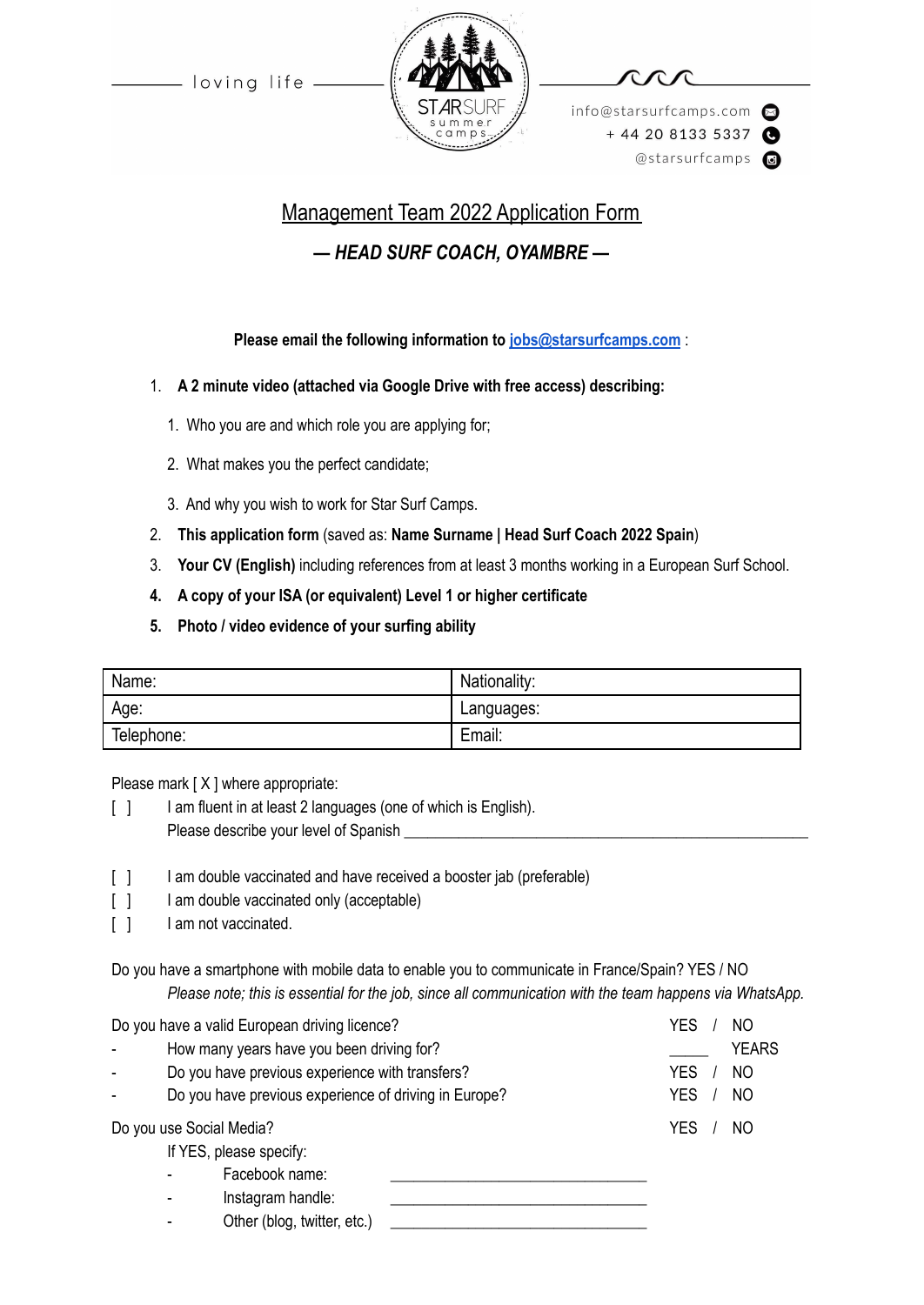loving life

STARSURF summer camps

info@starsurfcamps.com
+ 44 20 8133 5337
@starsurfcamps

# Management Team 2022 Application Form

## *— HEAD SURF COACH, OYAMBRE —*

**Please email the following information to [jobs@starsurfcamps.com](mailto:jobs@starsurfcamps.com) :**

1. **A 2 minute video (attached via Google Drive with free access) describing:**
   1. Who you are and which role you are applying for;
   2. What makes you the perfect candidate;
   3. And why you wish to work for Star Surf Camps.
2. **This application form** (saved as: **Name Surname | Head Surf Coach 2022 Spain**)
3. **Your CV (English)** including references from at least 3 months working in a European Surf School.
4. **A copy of your ISA (or equivalent) Level 1 or higher certificate**
5. **Photo / video evidence of your surfing ability**

| Name: | Nationality: |
|---|---|
| Age: | Languages: |
| Telephone: | Email: |

Please mark [ X ] where appropriate:

[ ] I am fluent in at least 2 languages (one of which is English).
Please describe your level of Spanish ____________________________________________

[ ] I am double vaccinated and have received a booster jab (preferable)
[ ] I am double vaccinated only (acceptable)
[ ] I am not vaccinated.

Do you have a smartphone with mobile data to enable you to communicate in France/Spain? YES / NO
*Please note; this is essential for the job, since all communication with the team happens via WhatsApp.*

Do you have a valid European driving licence? YES / NO
- How many years have you been driving for? _____ YEARS
- Do you have previous experience with transfers? YES / NO
- Do you have previous experience of driving in Europe? YES / NO

Do you use Social Media? YES / NO

If YES, please specify:
- Facebook name: ______________________________
- Instagram handle: ______________________________
- Other (blog, twitter, etc.) ______________________________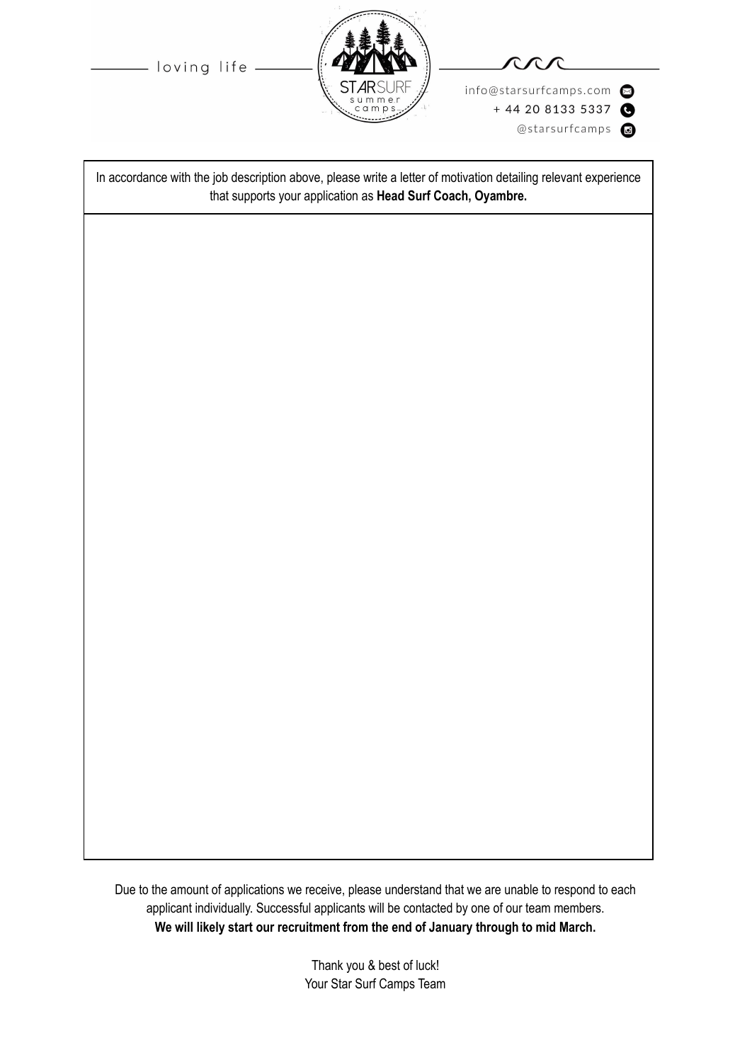loving life

info@starsurfcamps.com
+ 44 20 8133 5337
@starsurfcamps

| In accordance with the job description above, please write a letter of motivation detailing relevant experience that supports your application as **Head Surf Coach, Oyambre.** |
| --- |
| |

Due to the amount of applications we receive, please understand that we are unable to respond to each applicant individually. Successful applicants will be contacted by one of our team members.
**We will likely start our recruitment from the end of January through to mid March.**

Thank you & best of luck!
Your Star Surf Camps Team